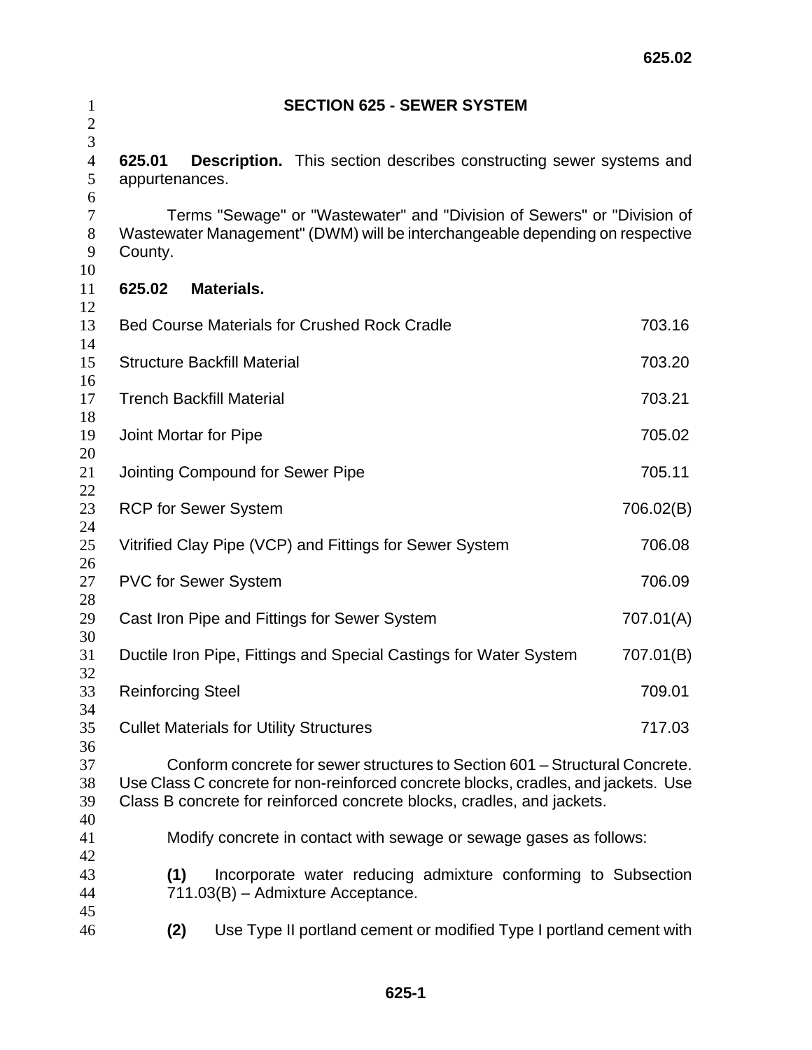# SECTION 625 - SEWER SYSTEM

**625.01 Description.** This section describes constructing sewer systems and appurtenances.

Terms "Sewage" or "Wastewater" and "Division of Sewers" or "Division of Wastewater Management" (DWM) will be interchangeable depending on respective County.

**625.02 Materials.**

| | |
|---|---|
| Bed Course Materials for Crushed Rock Cradle | 703.16 |
| Structure Backfill Material | 703.20 |
| Trench Backfill Material | 703.21 |
| Joint Mortar for Pipe | 705.02 |
| Jointing Compound for Sewer Pipe | 705.11 |
| RCP for Sewer System | 706.02(B) |
| Vitrified Clay Pipe (VCP) and Fittings for Sewer System | 706.08 |
| PVC for Sewer System | 706.09 |
| Cast Iron Pipe and Fittings for Sewer System | 707.01(A) |
| Ductile Iron Pipe, Fittings and Special Castings for Water System | 707.01(B) |
| Reinforcing Steel | 709.01 |
| Cullet Materials for Utility Structures | 717.03 |

Conform concrete for sewer structures to Section 601 – Structural Concrete. Use Class C concrete for non-reinforced concrete blocks, cradles, and jackets. Use Class B concrete for reinforced concrete blocks, cradles, and jackets.

Modify concrete in contact with sewage or sewage gases as follows:

**(1)** Incorporate water reducing admixture conforming to Subsection 711.03(B) – Admixture Acceptance.

**(2)** Use Type II portland cement or modified Type I portland cement with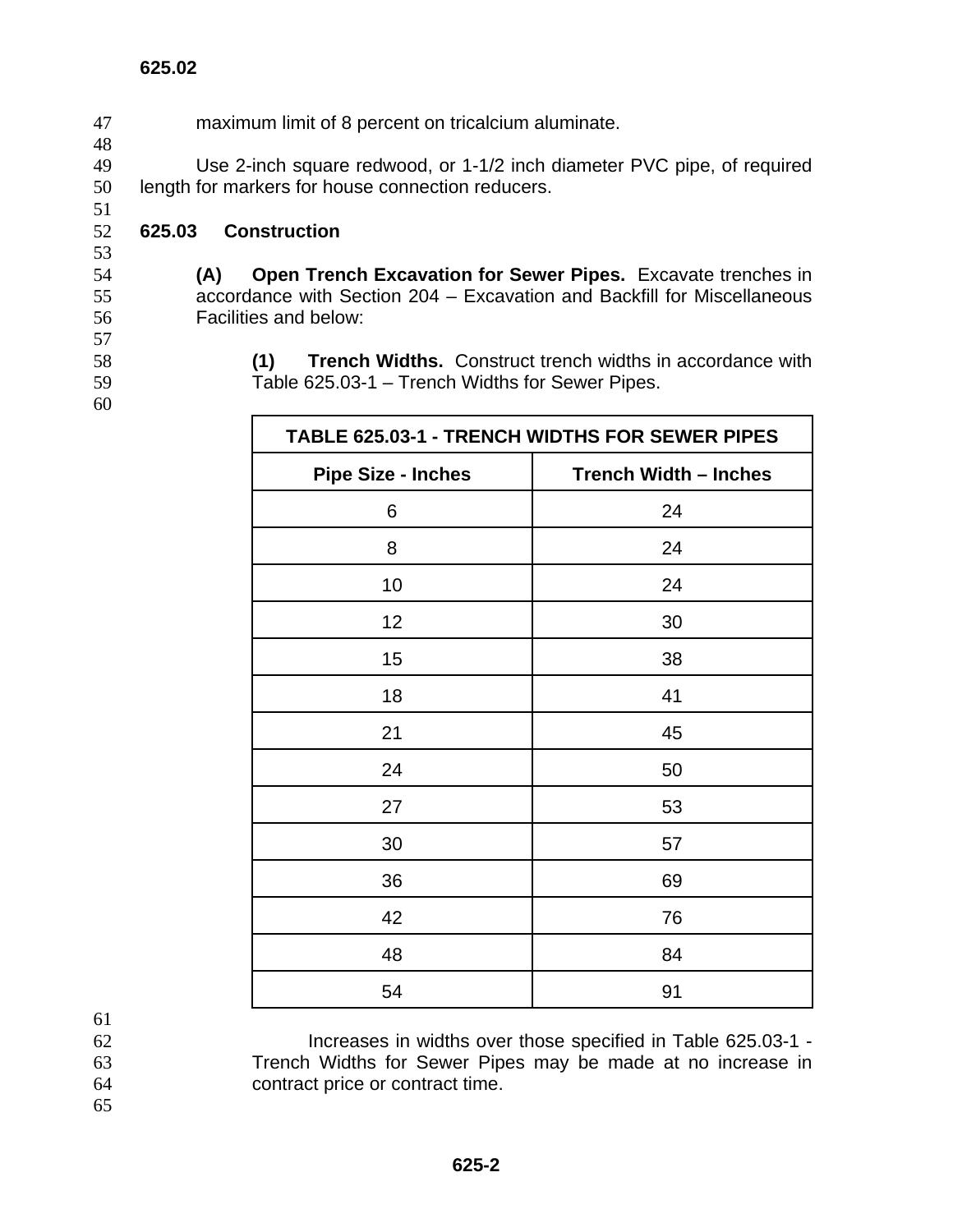maximum limit of 8 percent on tricalcium aluminate.

Use 2-inch square redwood, or 1-1/2 inch diameter PVC pipe, of required length for markers for house connection reducers.

## 625.03 Construction

**(A) Open Trench Excavation for Sewer Pipes.** Excavate trenches in accordance with Section 204 – Excavation and Backfill for Miscellaneous Facilities and below:

**(1) Trench Widths.** Construct trench widths in accordance with Table 625.03-1 – Trench Widths for Sewer Pipes.

| TABLE 625.03-1 - TRENCH WIDTHS FOR SEWER PIPES | |
|---|---|
| **Pipe Size - Inches** | **Trench Width – Inches** |
| 6 | 24 |
| 8 | 24 |
| 10 | 24 |
| 12 | 30 |
| 15 | 38 |
| 18 | 41 |
| 21 | 45 |
| 24 | 50 |
| 27 | 53 |
| 30 | 57 |
| 36 | 69 |
| 42 | 76 |
| 48 | 84 |
| 54 | 91 |

Increases in widths over those specified in Table 625.03-1 - Trench Widths for Sewer Pipes may be made at no increase in contract price or contract time.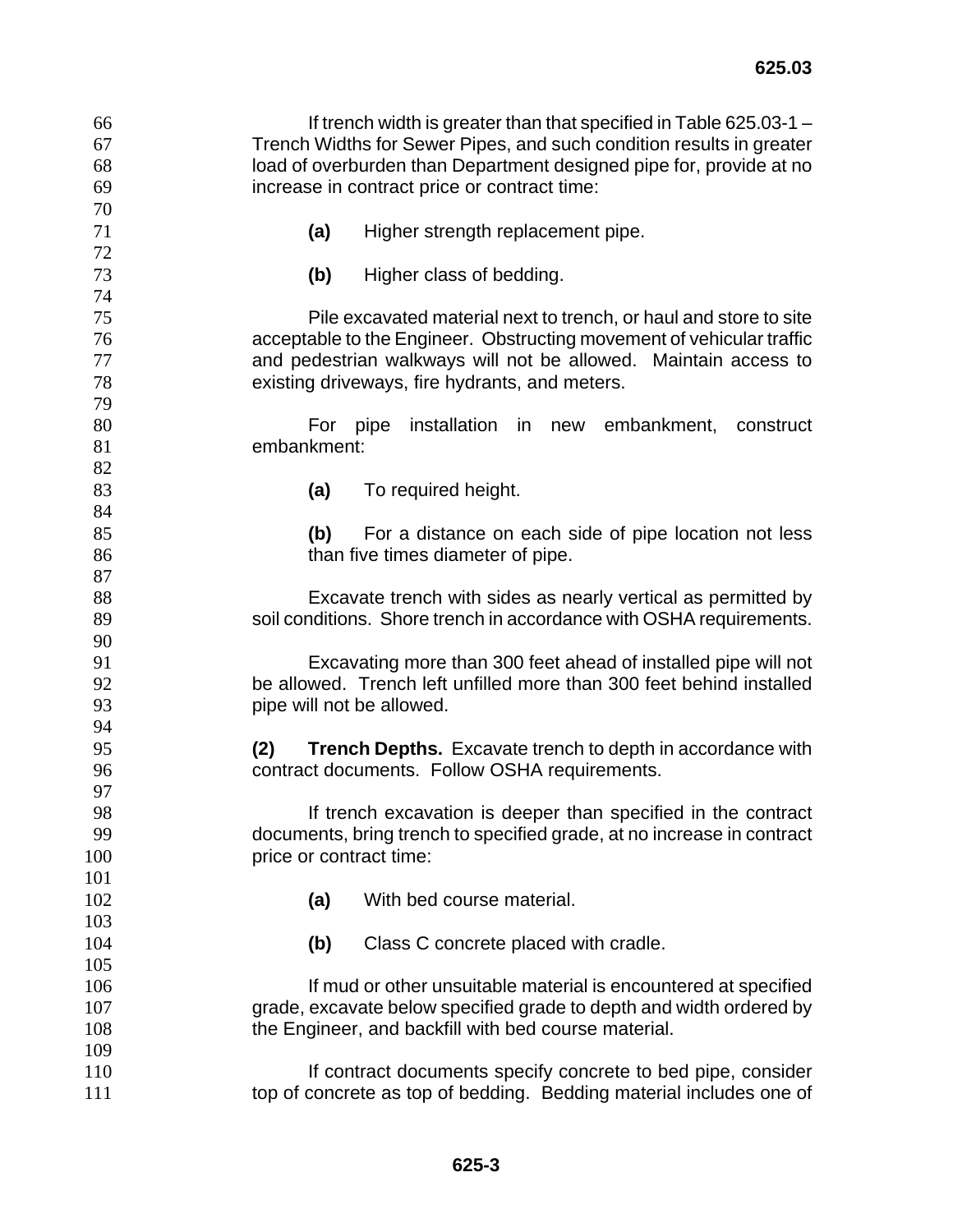If trench width is greater than that specified in Table 625.03-1 – Trench Widths for Sewer Pipes, and such condition results in greater load of overburden than Department designed pipe for, provide at no increase in contract price or contract time:

**(a)** Higher strength replacement pipe.

**(b)** Higher class of bedding.

Pile excavated material next to trench, or haul and store to site acceptable to the Engineer. Obstructing movement of vehicular traffic and pedestrian walkways will not be allowed. Maintain access to existing driveways, fire hydrants, and meters.

For pipe installation in new embankment, construct embankment:

**(a)** To required height.

**(b)** For a distance on each side of pipe location not less than five times diameter of pipe.

Excavate trench with sides as nearly vertical as permitted by soil conditions. Shore trench in accordance with OSHA requirements.

Excavating more than 300 feet ahead of installed pipe will not be allowed. Trench left unfilled more than 300 feet behind installed pipe will not be allowed.

**(2) Trench Depths.** Excavate trench to depth in accordance with contract documents. Follow OSHA requirements.

If trench excavation is deeper than specified in the contract documents, bring trench to specified grade, at no increase in contract price or contract time:

**(a)** With bed course material.

**(b)** Class C concrete placed with cradle.

If mud or other unsuitable material is encountered at specified grade, excavate below specified grade to depth and width ordered by the Engineer, and backfill with bed course material.

If contract documents specify concrete to bed pipe, consider top of concrete as top of bedding. Bedding material includes one of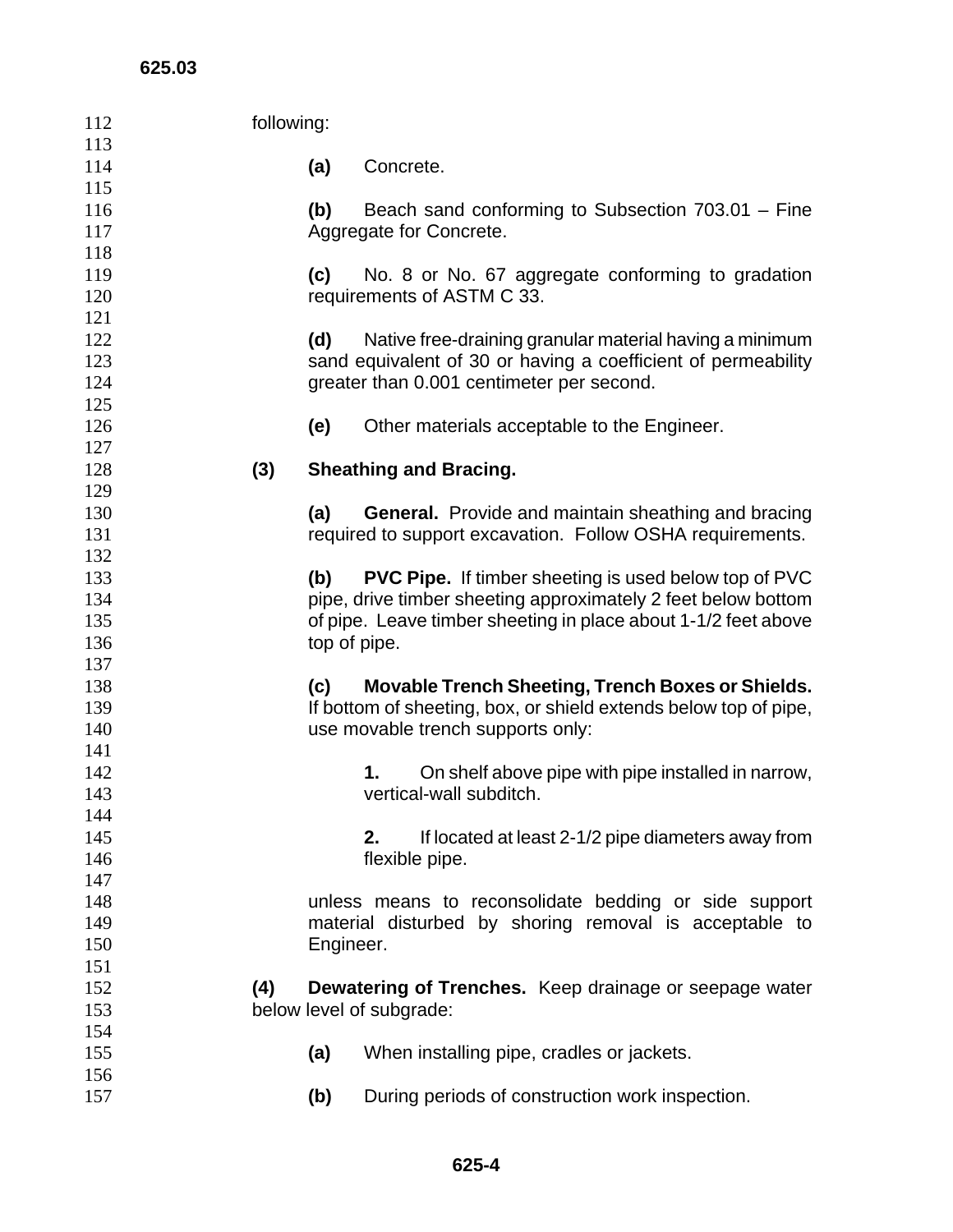following:

**(a)** Concrete.

**(b)** Beach sand conforming to Subsection 703.01 – Fine Aggregate for Concrete.

**(c)** No. 8 or No. 67 aggregate conforming to gradation requirements of ASTM C 33.

**(d)** Native free-draining granular material having a minimum sand equivalent of 30 or having a coefficient of permeability greater than 0.001 centimeter per second.

**(e)** Other materials acceptable to the Engineer.

**(3) Sheathing and Bracing.**

**(a) General.** Provide and maintain sheathing and bracing required to support excavation. Follow OSHA requirements.

**(b) PVC Pipe.** If timber sheeting is used below top of PVC pipe, drive timber sheeting approximately 2 feet below bottom of pipe. Leave timber sheeting in place about 1-1/2 feet above top of pipe.

**(c) Movable Trench Sheeting, Trench Boxes or Shields.** If bottom of sheeting, box, or shield extends below top of pipe, use movable trench supports only:

**1.** On shelf above pipe with pipe installed in narrow, vertical-wall subditch.

**2.** If located at least 2-1/2 pipe diameters away from flexible pipe.

unless means to reconsolidate bedding or side support material disturbed by shoring removal is acceptable to Engineer.

**(4) Dewatering of Trenches.** Keep drainage or seepage water below level of subgrade:

**(a)** When installing pipe, cradles or jackets.

**(b)** During periods of construction work inspection.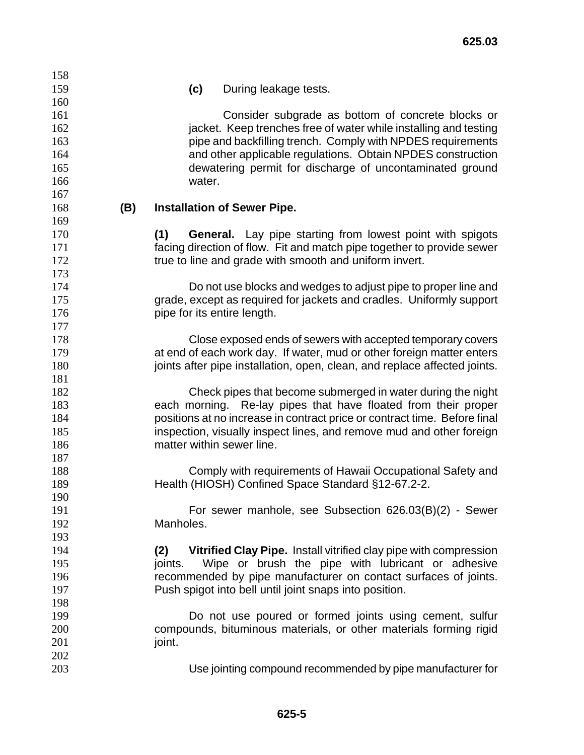**(c)** During leakage tests.

Consider subgrade as bottom of concrete blocks or jacket. Keep trenches free of water while installing and testing pipe and backfilling trench. Comply with NPDES requirements and other applicable regulations. Obtain NPDES construction dewatering permit for discharge of uncontaminated ground water.

**(B) Installation of Sewer Pipe.**

**(1) General.** Lay pipe starting from lowest point with spigots facing direction of flow. Fit and match pipe together to provide sewer true to line and grade with smooth and uniform invert.

Do not use blocks and wedges to adjust pipe to proper line and grade, except as required for jackets and cradles. Uniformly support pipe for its entire length.

Close exposed ends of sewers with accepted temporary covers at end of each work day. If water, mud or other foreign matter enters joints after pipe installation, open, clean, and replace affected joints.

Check pipes that become submerged in water during the night each morning. Re-lay pipes that have floated from their proper positions at no increase in contract price or contract time. Before final inspection, visually inspect lines, and remove mud and other foreign matter within sewer line.

Comply with requirements of Hawaii Occupational Safety and Health (HIOSH) Confined Space Standard §12-67.2-2.

For sewer manhole, see Subsection 626.03(B)(2) - Sewer Manholes.

**(2) Vitrified Clay Pipe.** Install vitrified clay pipe with compression joints. Wipe or brush the pipe with lubricant or adhesive recommended by pipe manufacturer on contact surfaces of joints. Push spigot into bell until joint snaps into position.

Do not use poured or formed joints using cement, sulfur compounds, bituminous materials, or other materials forming rigid joint.

Use jointing compound recommended by pipe manufacturer for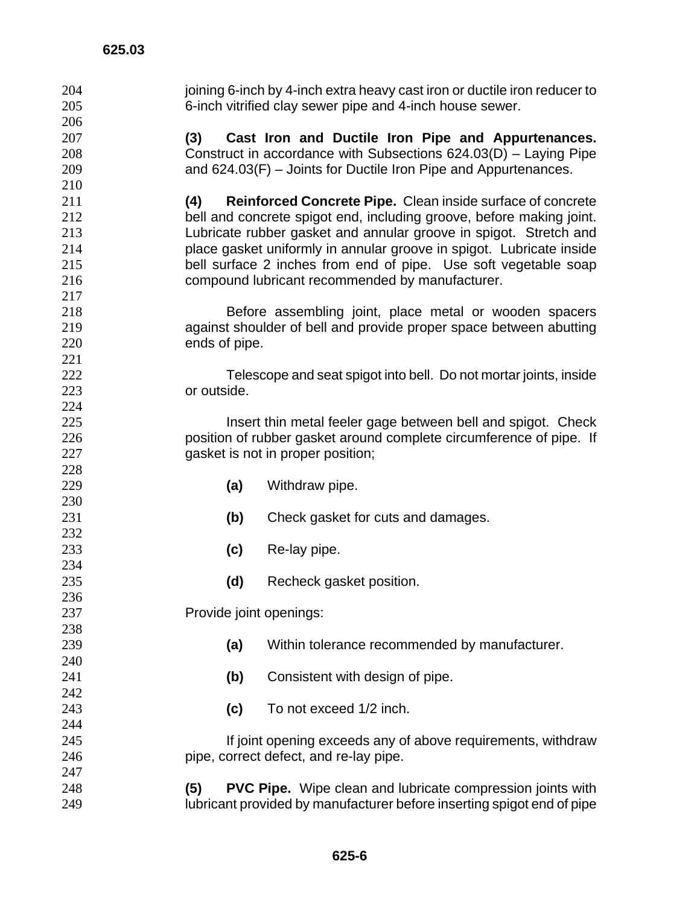joining 6-inch by 4-inch extra heavy cast iron or ductile iron reducer to 6-inch vitrified clay sewer pipe and 4-inch house sewer.

**(3) Cast Iron and Ductile Iron Pipe and Appurtenances.** Construct in accordance with Subsections 624.03(D) – Laying Pipe and 624.03(F) – Joints for Ductile Iron Pipe and Appurtenances.

**(4) Reinforced Concrete Pipe.** Clean inside surface of concrete bell and concrete spigot end, including groove, before making joint. Lubricate rubber gasket and annular groove in spigot. Stretch and place gasket uniformly in annular groove in spigot. Lubricate inside bell surface 2 inches from end of pipe. Use soft vegetable soap compound lubricant recommended by manufacturer.

Before assembling joint, place metal or wooden spacers against shoulder of bell and provide proper space between abutting ends of pipe.

Telescope and seat spigot into bell. Do not mortar joints, inside or outside.

Insert thin metal feeler gage between bell and spigot. Check position of rubber gasket around complete circumference of pipe. If gasket is not in proper position;

- **(a)** Withdraw pipe.
- **(b)** Check gasket for cuts and damages.
- **(c)** Re-lay pipe.
- **(d)** Recheck gasket position.

Provide joint openings:

- **(a)** Within tolerance recommended by manufacturer.
- **(b)** Consistent with design of pipe.
- **(c)** To not exceed 1/2 inch.

If joint opening exceeds any of above requirements, withdraw pipe, correct defect, and re-lay pipe.

**(5) PVC Pipe.** Wipe clean and lubricate compression joints with lubricant provided by manufacturer before inserting spigot end of pipe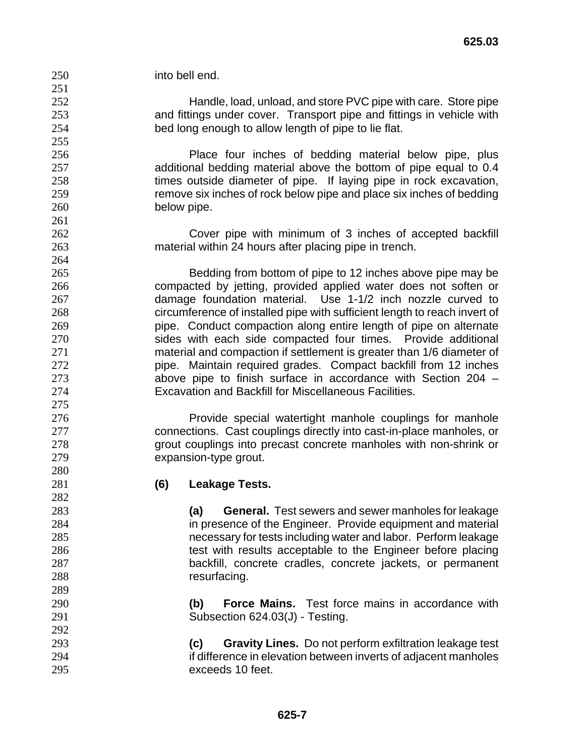into bell end.

Handle, load, unload, and store PVC pipe with care. Store pipe and fittings under cover. Transport pipe and fittings in vehicle with bed long enough to allow length of pipe to lie flat.

Place four inches of bedding material below pipe, plus additional bedding material above the bottom of pipe equal to 0.4 times outside diameter of pipe. If laying pipe in rock excavation, remove six inches of rock below pipe and place six inches of bedding below pipe.

Cover pipe with minimum of 3 inches of accepted backfill material within 24 hours after placing pipe in trench.

Bedding from bottom of pipe to 12 inches above pipe may be compacted by jetting, provided applied water does not soften or damage foundation material. Use 1-1/2 inch nozzle curved to circumference of installed pipe with sufficient length to reach invert of pipe. Conduct compaction along entire length of pipe on alternate sides with each side compacted four times. Provide additional material and compaction if settlement is greater than 1/6 diameter of pipe. Maintain required grades. Compact backfill from 12 inches above pipe to finish surface in accordance with Section 204 – Excavation and Backfill for Miscellaneous Facilities.

Provide special watertight manhole couplings for manhole connections. Cast couplings directly into cast-in-place manholes, or grout couplings into precast concrete manholes with non-shrink or expansion-type grout.

**(6) Leakage Tests.**

**(a) General.** Test sewers and sewer manholes for leakage in presence of the Engineer. Provide equipment and material necessary for tests including water and labor. Perform leakage test with results acceptable to the Engineer before placing backfill, concrete cradles, concrete jackets, or permanent resurfacing.

**(b) Force Mains.** Test force mains in accordance with Subsection 624.03(J) - Testing.

**(c) Gravity Lines.** Do not perform exfiltration leakage test if difference in elevation between inverts of adjacent manholes exceeds 10 feet.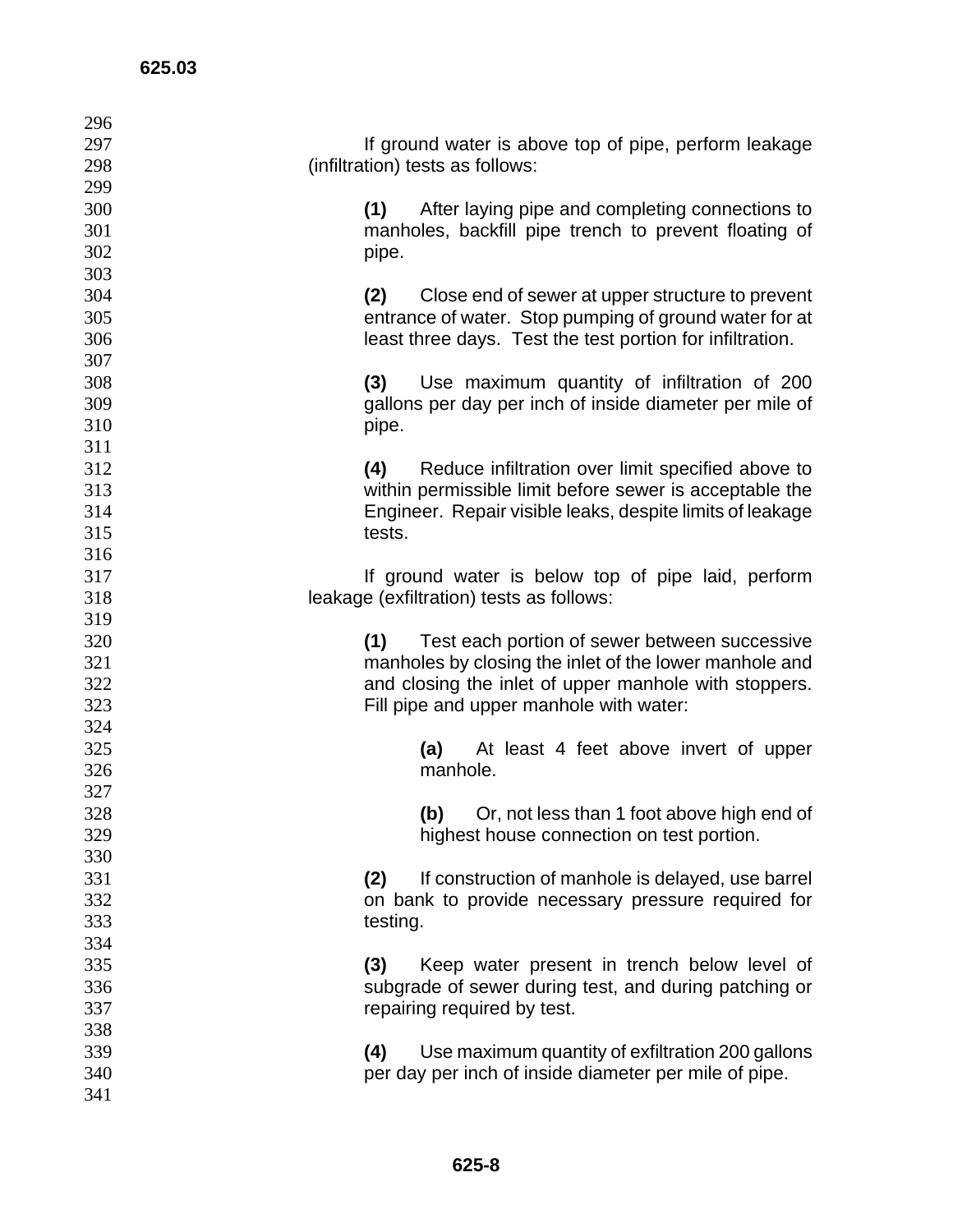If ground water is above top of pipe, perform leakage (infiltration) tests as follows:

**(1)** After laying pipe and completing connections to manholes, backfill pipe trench to prevent floating of pipe.

**(2)** Close end of sewer at upper structure to prevent entrance of water. Stop pumping of ground water for at least three days. Test the test portion for infiltration.

**(3)** Use maximum quantity of infiltration of 200 gallons per day per inch of inside diameter per mile of pipe.

**(4)** Reduce infiltration over limit specified above to within permissible limit before sewer is acceptable the Engineer. Repair visible leaks, despite limits of leakage tests.

If ground water is below top of pipe laid, perform leakage (exfiltration) tests as follows:

**(1)** Test each portion of sewer between successive manholes by closing the inlet of the lower manhole and and closing the inlet of upper manhole with stoppers. Fill pipe and upper manhole with water:

> **(a)** At least 4 feet above invert of upper manhole.
>
> **(b)** Or, not less than 1 foot above high end of highest house connection on test portion.

**(2)** If construction of manhole is delayed, use barrel on bank to provide necessary pressure required for testing.

**(3)** Keep water present in trench below level of subgrade of sewer during test, and during patching or repairing required by test.

**(4)** Use maximum quantity of exfiltration 200 gallons per day per inch of inside diameter per mile of pipe.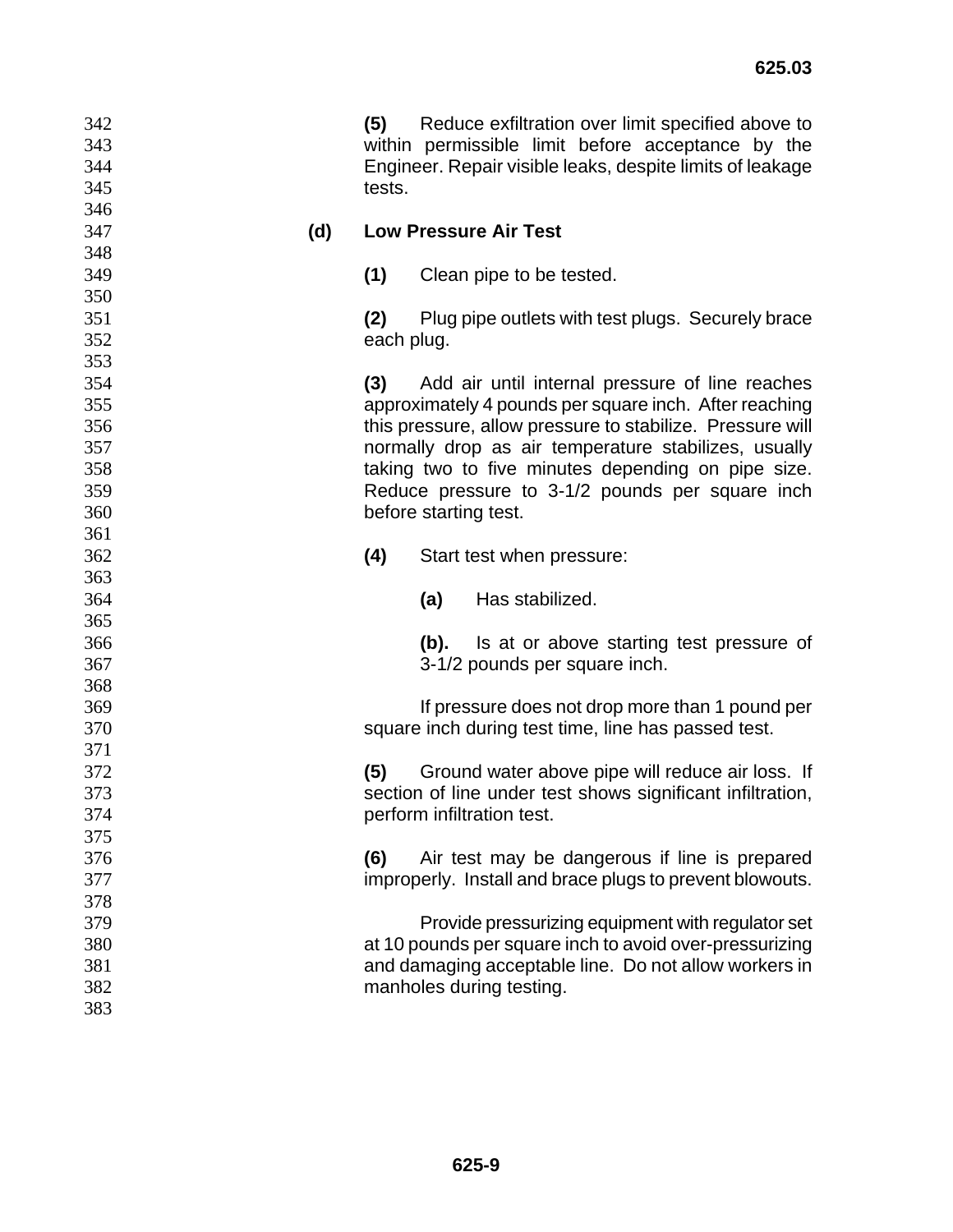**(5)** Reduce exfiltration over limit specified above to within permissible limit before acceptance by the Engineer. Repair visible leaks, despite limits of leakage tests.

**(d) Low Pressure Air Test**

**(1)** Clean pipe to be tested.

**(2)** Plug pipe outlets with test plugs. Securely brace each plug.

**(3)** Add air until internal pressure of line reaches approximately 4 pounds per square inch. After reaching this pressure, allow pressure to stabilize. Pressure will normally drop as air temperature stabilizes, usually taking two to five minutes depending on pipe size. Reduce pressure to 3-1/2 pounds per square inch before starting test.

**(4)** Start test when pressure:

**(a)** Has stabilized.

**(b).** Is at or above starting test pressure of 3-1/2 pounds per square inch.

If pressure does not drop more than 1 pound per square inch during test time, line has passed test.

**(5)** Ground water above pipe will reduce air loss. If section of line under test shows significant infiltration, perform infiltration test.

**(6)** Air test may be dangerous if line is prepared improperly. Install and brace plugs to prevent blowouts.

Provide pressurizing equipment with regulator set at 10 pounds per square inch to avoid over-pressurizing and damaging acceptable line. Do not allow workers in manholes during testing.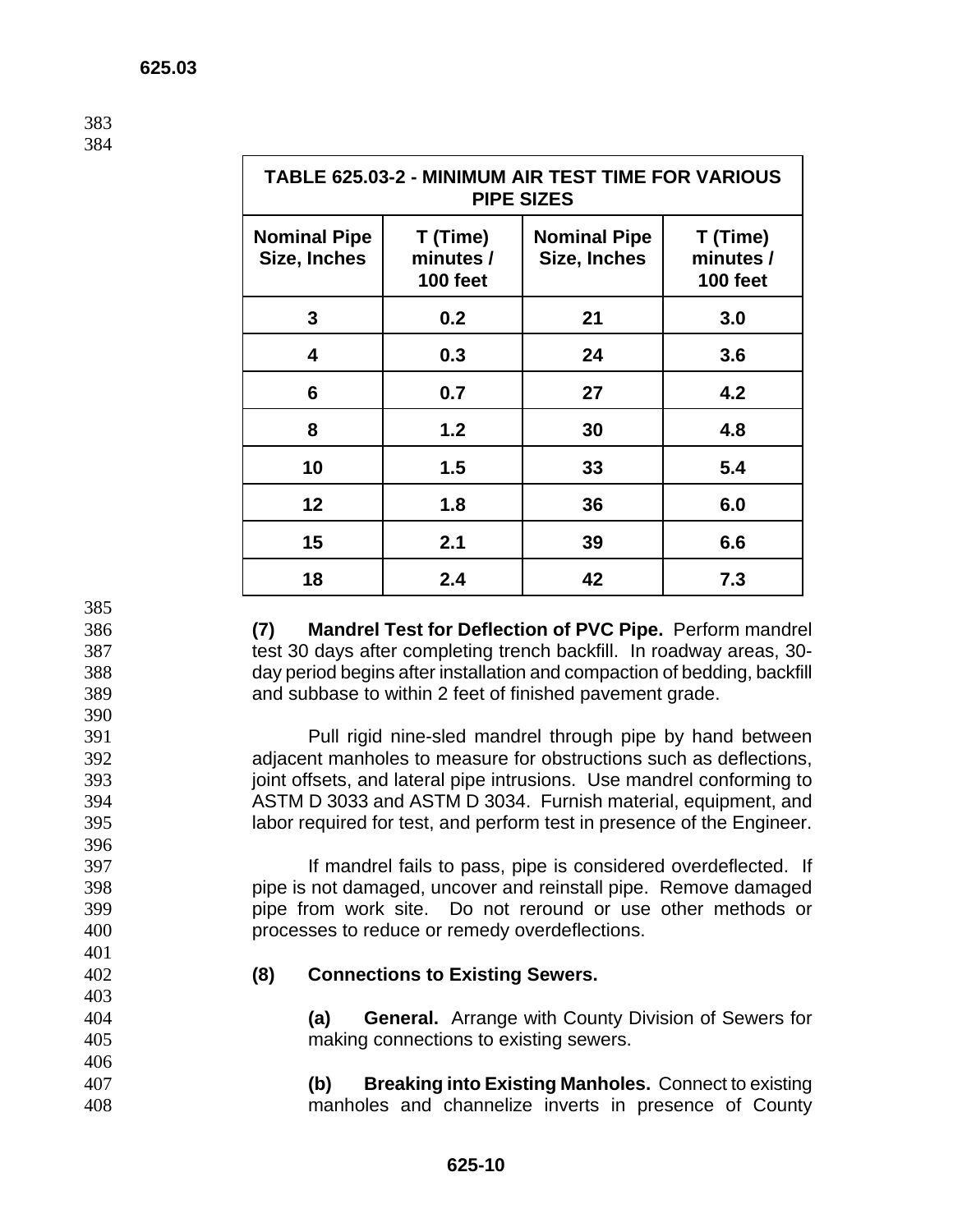| TABLE 625.03-2 - MINIMUM AIR TEST TIME FOR VARIOUS PIPE SIZES | | | |
|---|---|---|---|
| **Nominal Pipe Size, Inches** | **T (Time) minutes / 100 feet** | **Nominal Pipe Size, Inches** | **T (Time) minutes / 100 feet** |
| **3** | **0.2** | **21** | **3.0** |
| **4** | **0.3** | **24** | **3.6** |
| **6** | **0.7** | **27** | **4.2** |
| **8** | **1.2** | **30** | **4.8** |
| **10** | **1.5** | **33** | **5.4** |
| **12** | **1.8** | **36** | **6.0** |
| **15** | **2.1** | **39** | **6.6** |
| **18** | **2.4** | **42** | **7.3** |

**(7) Mandrel Test for Deflection of PVC Pipe.** Perform mandrel test 30 days after completing trench backfill. In roadway areas, 30-day period begins after installation and compaction of bedding, backfill and subbase to within 2 feet of finished pavement grade.

Pull rigid nine-sled mandrel through pipe by hand between adjacent manholes to measure for obstructions such as deflections, joint offsets, and lateral pipe intrusions. Use mandrel conforming to ASTM D 3033 and ASTM D 3034. Furnish material, equipment, and labor required for test, and perform test in presence of the Engineer.

If mandrel fails to pass, pipe is considered overdeflected. If pipe is not damaged, uncover and reinstall pipe. Remove damaged pipe from work site. Do not reround or use other methods or processes to reduce or remedy overdeflections.

**(8) Connections to Existing Sewers.**

**(a) General.** Arrange with County Division of Sewers for making connections to existing sewers.

**(b) Breaking into Existing Manholes.** Connect to existing manholes and channelize inverts in presence of County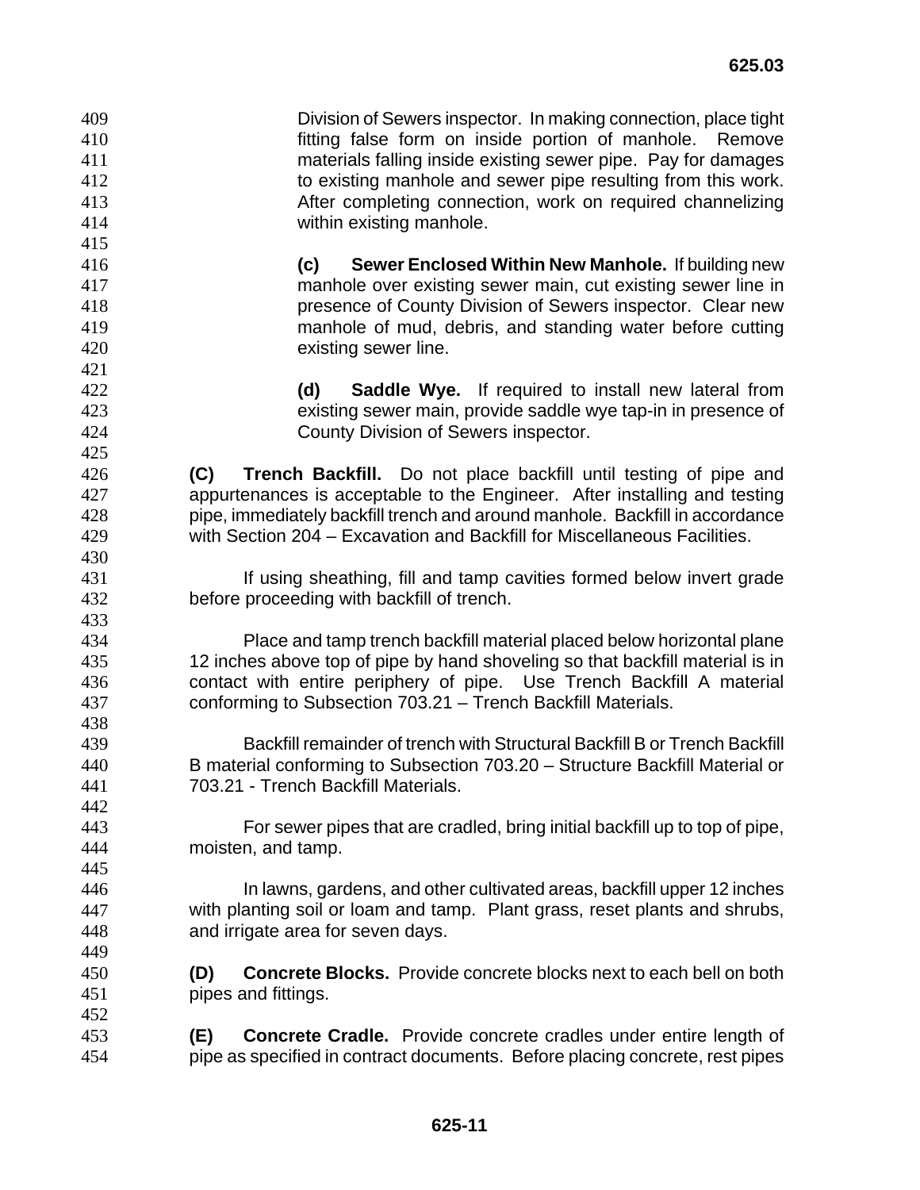Division of Sewers inspector. In making connection, place tight fitting false form on inside portion of manhole. Remove materials falling inside existing sewer pipe. Pay for damages to existing manhole and sewer pipe resulting from this work. After completing connection, work on required channelizing within existing manhole.

**(c) Sewer Enclosed Within New Manhole.** If building new manhole over existing sewer main, cut existing sewer line in presence of County Division of Sewers inspector. Clear new manhole of mud, debris, and standing water before cutting existing sewer line.

**(d) Saddle Wye.** If required to install new lateral from existing sewer main, provide saddle wye tap-in in presence of County Division of Sewers inspector.

**(C) Trench Backfill.** Do not place backfill until testing of pipe and appurtenances is acceptable to the Engineer. After installing and testing pipe, immediately backfill trench and around manhole. Backfill in accordance with Section 204 – Excavation and Backfill for Miscellaneous Facilities.

If using sheathing, fill and tamp cavities formed below invert grade before proceeding with backfill of trench.

Place and tamp trench backfill material placed below horizontal plane 12 inches above top of pipe by hand shoveling so that backfill material is in contact with entire periphery of pipe. Use Trench Backfill A material conforming to Subsection 703.21 – Trench Backfill Materials.

Backfill remainder of trench with Structural Backfill B or Trench Backfill B material conforming to Subsection 703.20 – Structure Backfill Material or 703.21 - Trench Backfill Materials.

For sewer pipes that are cradled, bring initial backfill up to top of pipe, moisten, and tamp.

In lawns, gardens, and other cultivated areas, backfill upper 12 inches with planting soil or loam and tamp. Plant grass, reset plants and shrubs, and irrigate area for seven days.

**(D) Concrete Blocks.** Provide concrete blocks next to each bell on both pipes and fittings.

**(E) Concrete Cradle.** Provide concrete cradles under entire length of pipe as specified in contract documents. Before placing concrete, rest pipes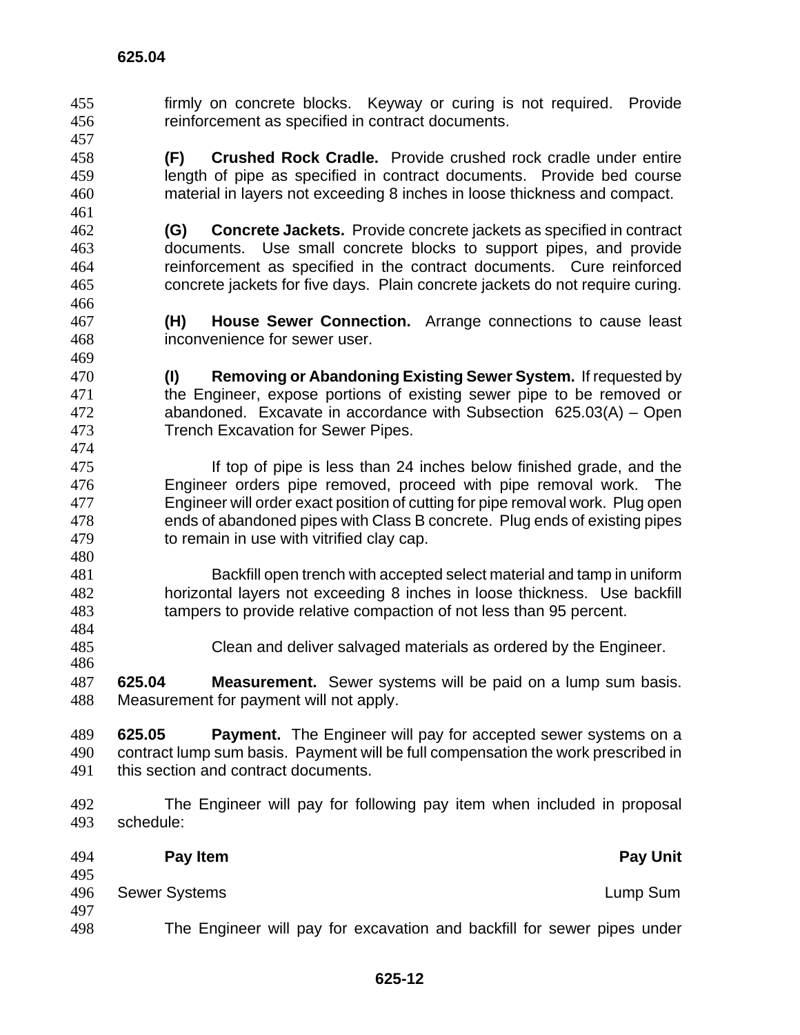firmly on concrete blocks. Keyway or curing is not required. Provide reinforcement as specified in contract documents.

**(F) Crushed Rock Cradle.** Provide crushed rock cradle under entire length of pipe as specified in contract documents. Provide bed course material in layers not exceeding 8 inches in loose thickness and compact.

**(G) Concrete Jackets.** Provide concrete jackets as specified in contract documents. Use small concrete blocks to support pipes, and provide reinforcement as specified in the contract documents. Cure reinforced concrete jackets for five days. Plain concrete jackets do not require curing.

**(H) House Sewer Connection.** Arrange connections to cause least inconvenience for sewer user.

**(I) Removing or Abandoning Existing Sewer System.** If requested by the Engineer, expose portions of existing sewer pipe to be removed or abandoned. Excavate in accordance with Subsection 625.03(A) – Open Trench Excavation for Sewer Pipes.

If top of pipe is less than 24 inches below finished grade, and the Engineer orders pipe removed, proceed with pipe removal work. The Engineer will order exact position of cutting for pipe removal work. Plug open ends of abandoned pipes with Class B concrete. Plug ends of existing pipes to remain in use with vitrified clay cap.

Backfill open trench with accepted select material and tamp in uniform horizontal layers not exceeding 8 inches in loose thickness. Use backfill tampers to provide relative compaction of not less than 95 percent.

Clean and deliver salvaged materials as ordered by the Engineer.

**625.04 Measurement.** Sewer systems will be paid on a lump sum basis. Measurement for payment will not apply.

**625.05 Payment.** The Engineer will pay for accepted sewer systems on a contract lump sum basis. Payment will be full compensation the work prescribed in this section and contract documents.

The Engineer will pay for following pay item when included in proposal schedule:

| **Pay Item** | **Pay Unit** |
|---|---|
| Sewer Systems | Lump Sum |

The Engineer will pay for excavation and backfill for sewer pipes under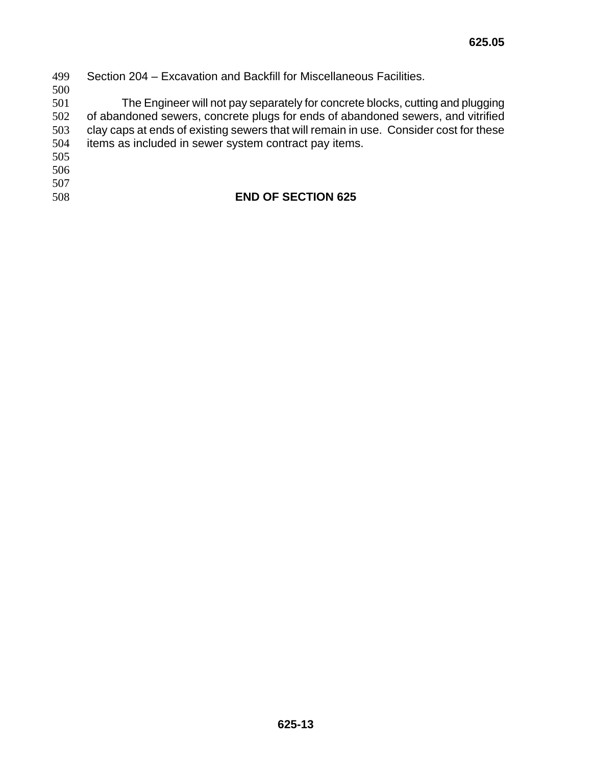Section 204 – Excavation and Backfill for Miscellaneous Facilities.

The Engineer will not pay separately for concrete blocks, cutting and plugging of abandoned sewers, concrete plugs for ends of abandoned sewers, and vitrified clay caps at ends of existing sewers that will remain in use. Consider cost for these items as included in sewer system contract pay items.

**END OF SECTION 625**